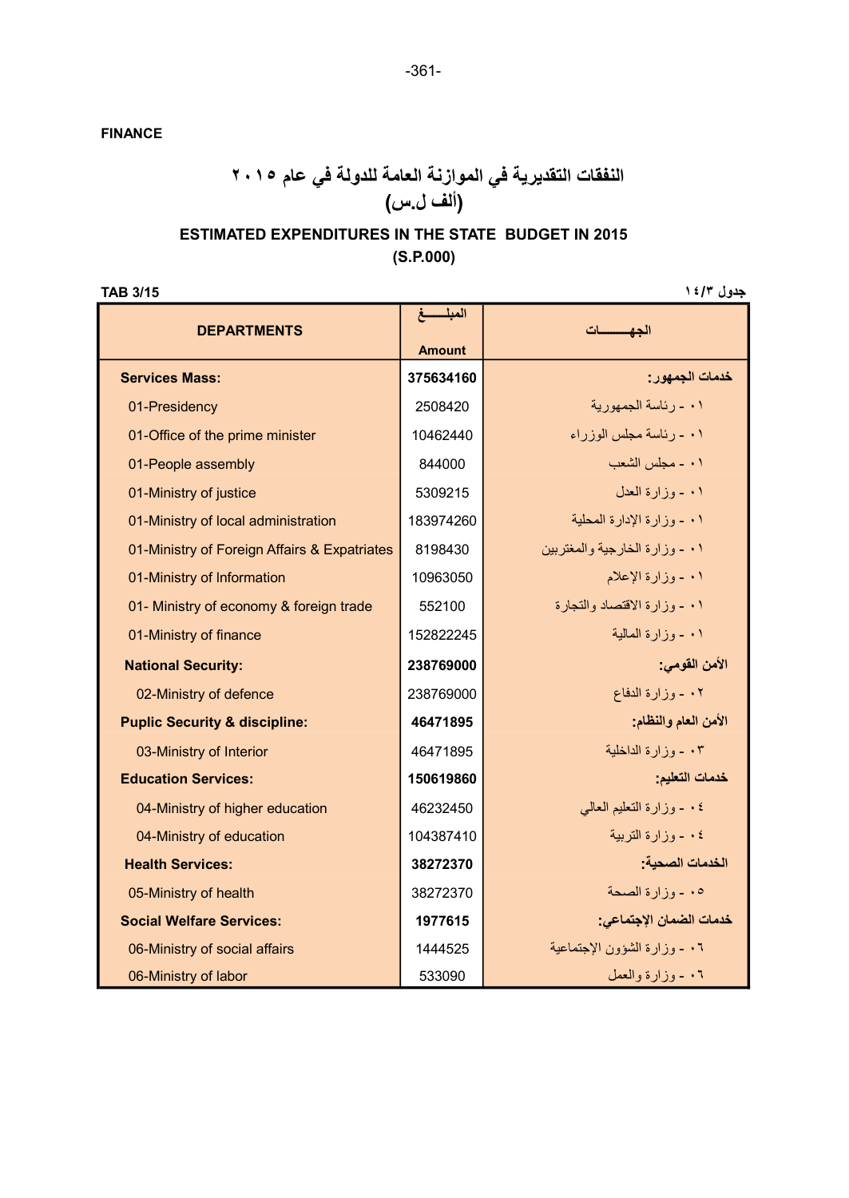FINANCE

# النفقات التقديرية في الموازنة العامة للدولة في عام ٢٠١٥
## (ألف ل.س)

## ESTIMATED EXPENDITURES IN THE STATE BUDGET IN 2015
## (S.P.000)

TAB 3/15 جدول ١٤/٣

| DEPARTMENTS | المبلـــــغ Amount | الجهـــــــات |
|---|---|---|
| **Services Mass:** | **375634160** | **خدمات الجمهور:** |
| 01-Presidency | 2508420 | ٠١ - رئاسة الجمهورية |
| 01-Office of the prime minister | 10462440 | ٠١ - رئاسة مجلس الوزراء |
| 01-People assembly | 844000 | ٠١ - مجلس الشعب |
| 01-Ministry of justice | 5309215 | ٠١ - وزارة العدل |
| 01-Ministry of local administration | 183974260 | ٠١ - وزارة الإدارة المحلية |
| 01-Ministry of Foreign Affairs & Expatriates | 8198430 | ٠١ - وزارة الخارجية والمغتربين |
| 01-Ministry of Information | 10963050 | ٠١ - وزارة الإعلام |
| 01- Ministry of economy & foreign trade | 552100 | ٠١ - وزارة الاقتصاد والتجارة |
| 01-Ministry of finance | 152822245 | ٠١ - وزارة المالية |
| **National Security:** | **238769000** | **الأمن القومي:** |
| 02-Ministry of defence | 238769000 | ٠٢ - وزارة الدفاع |
| **Puplic Security & discipline:** | **46471895** | **الأمن العام والنظام:** |
| 03-Ministry of Interior | 46471895 | ٠٣ - وزارة الداخلية |
| **Education Services:** | **150619860** | **خدمات التعليم:** |
| 04-Ministry of higher education | 46232450 | ٠٤ - وزارة التعليم العالي |
| 04-Ministry of education | 104387410 | ٠٤ - وزارة التربية |
| **Health Services:** | **38272370** | **الخدمات الصحية:** |
| 05-Ministry of health | 38272370 | ٠٥ - وزارة الصحة |
| **Social Welfare Services:** | **1977615** | **خدمات الضمان الإجتماعي:** |
| 06-Ministry of social affairs | 1444525 | ٠٦ - وزارة الشؤون الإجتماعية |
| 06-Ministry of labor | 533090 | ٠٦ - وزارة والعمل |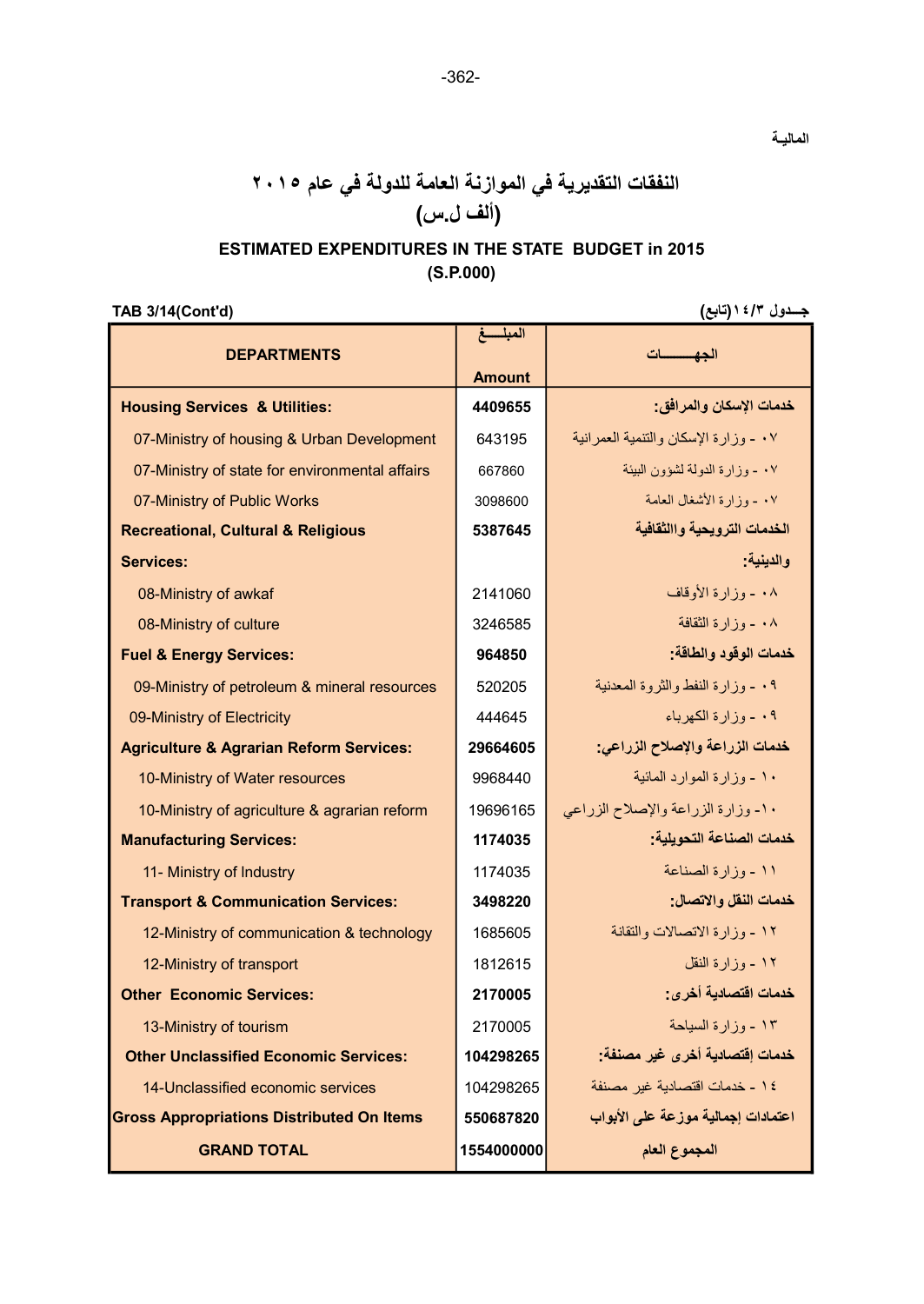المالية

# النفقات التقديرية في الموازنة العامة للدولة في عام ٢٠١٥
# (ألف ل.س)

## ESTIMATED EXPENDITURES IN THE STATE BUDGET in 2015
## (S.P.000)

TAB 3/14(Cont'd)

جـدول ٣/١٤(تابع)

| DEPARTMENTS | المبلـــغ Amount | الجهـــــــات |
|---|---|---|
| **Housing Services & Utilities:** | **4409655** | **خدمات الإسكان والمرافق:** |
| 07-Ministry of housing & Urban Development | 643195 | ٠٧ - وزارة الإسكان والتنمية العمرانية |
| 07-Ministry of state for environmental affairs | 667860 | ٠٧ - وزارة الدولة لشؤون البيئة |
| 07-Ministry of Public Works | 3098600 | ٠٧ - وزارة الأشغال العامة |
| **Recreational, Cultural & Religious Services:** | **5387645** | **الخدمات الترويحية واالثقافية والدينية:** |
| 08-Ministry of awkaf | 2141060 | ٠٨ - وزارة الأوقاف |
| 08-Ministry of culture | 3246585 | ٠٨ - وزارة الثقافة |
| **Fuel & Energy Services:** | **964850** | **خدمات الوقود والطاقة:** |
| 09-Ministry of petroleum & mineral resources | 520205 | ٠٩ - وزارة النفط والثروة المعدنية |
| 09-Ministry of Electricity | 444645 | ٠٩ - وزارة الكهرباء |
| **Agriculture & Agrarian Reform Services:** | **29664605** | **خدمات الزراعة والإصلاح الزراعي:** |
| 10-Ministry of Water resources | 9968440 | ١٠ - وزارة الموارد المائية |
| 10-Ministry of agriculture & agrarian reform | 19696165 | ١٠- وزارة الزراعة والإصلاح الزراعي |
| **Manufacturing Services:** | **1174035** | **خدمات الصناعة التحويلية:** |
| 11- Ministry of Industry | 1174035 | ١١ - وزارة الصناعة |
| **Transport & Communication Services:** | **3498220** | **خدمات النقل والاتصال:** |
| 12-Ministry of communication & technology | 1685605 | ١٢ - وزارة الاتصالات والتقانة |
| 12-Ministry of transport | 1812615 | ١٢ - وزارة النقل |
| **Other Economic Services:** | **2170005** | **خدمات اقتصادية أخرى:** |
| 13-Ministry of tourism | 2170005 | ١٣ - وزارة السياحة |
| **Other Unclassified Economic Services:** | **104298265** | **خدمات إقتصادية أخرى غير مصنفة:** |
| 14-Unclassified economic services | 104298265 | ١٤ - خدمات اقتصادية غير مصنفة |
| **Gross Appropriations Distributed On Items** | **550687820** | **اعتمادات إجمالية موزعة على الأبواب** |
| **GRAND TOTAL** | **1554000000** | **المجموع العام** |